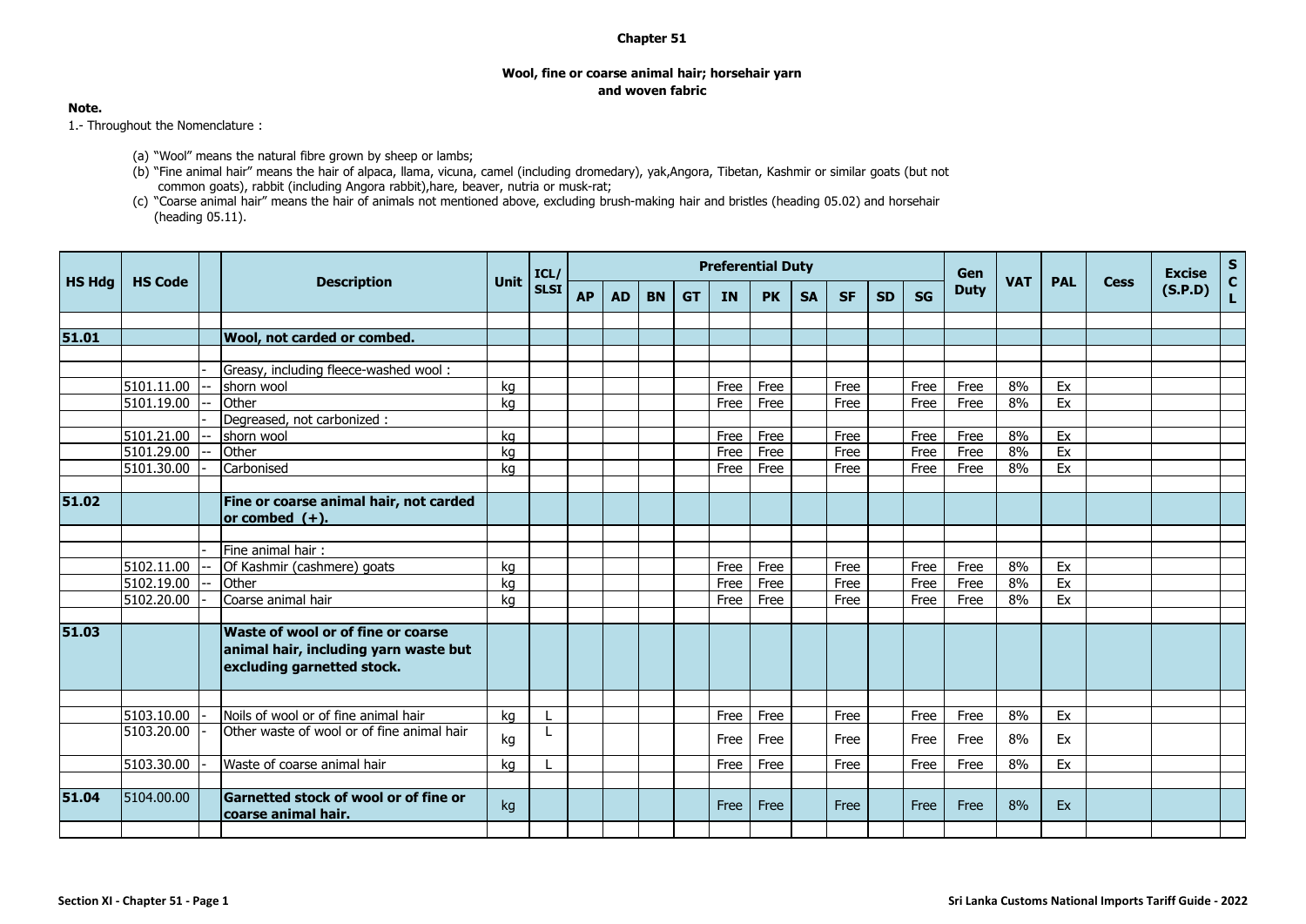# Chapter 51

## Wool, fine or coarse animal hair; horsehair yarn and woven fabric

**Note.**

1.- Throughout the Nomenclature :

(a) "Wool" means the natural fibre grown by sheep or lambs;

(b) "Fine animal hair" means the hair of alpaca, llama, vicuna, camel (including dromedary), yak,Angora, Tibetan, Kashmir or similar goats (but not common goats), rabbit (including Angora rabbit),hare, beaver, nutria or musk-rat;

(c) "Coarse animal hair" means the hair of animals not mentioned above, excluding brush-making hair and bristles (heading 05.02) and horsehair (heading 05.11).

| HS Hdg | HS Code | | Description | Unit | ICL/ SLSI | Preferential Duty | | | | | | | | | | Gen Duty | VAT | PAL | Cess | Excise (S.P.D) | SCL |
|---|---|---|---|---|---|---|---|---|---|---|---|---|---|---|---|---|---|---|---|---|---|
| | | | | | | AP | AD | BN | GT | IN | PK | SA | SF | SD | SG | | | | | | |
| **51.01** | | | **Wool, not carded or combed.** | | | | | | | | | | | | | | | | | | |
| | | - | Greasy, including fleece-washed wool : | | | | | | | | | | | | | | | | | | |
| | 5101.11.00 | -- | shorn wool | kg | | | | | | Free | Free | | Free | | Free | Free | 8% | Ex | | | |
| | 5101.19.00 | -- | Other | kg | | | | | | Free | Free | | Free | | Free | Free | 8% | Ex | | | |
| | | - | Degreased, not carbonized : | | | | | | | | | | | | | | | | | | |
| | 5101.21.00 | -- | shorn wool | kg | | | | | | Free | Free | | Free | | Free | Free | 8% | Ex | | | |
| | 5101.29.00 | -- | Other | kg | | | | | | Free | Free | | Free | | Free | Free | 8% | Ex | | | |
| | 5101.30.00 | - | Carbonised | kg | | | | | | Free | Free | | Free | | Free | Free | 8% | Ex | | | |
| **51.02** | | | **Fine or coarse animal hair, not carded or combed (+).** | | | | | | | | | | | | | | | | | | |
| | | - | Fine animal hair : | | | | | | | | | | | | | | | | | | |
| | 5102.11.00 | -- | Of Kashmir (cashmere) goats | kg | | | | | | Free | Free | | Free | | Free | Free | 8% | Ex | | | |
| | 5102.19.00 | -- | Other | kg | | | | | | Free | Free | | Free | | Free | Free | 8% | Ex | | | |
| | 5102.20.00 | - | Coarse animal hair | kg | | | | | | Free | Free | | Free | | Free | Free | 8% | Ex | | | |
| **51.03** | | | **Waste of wool or of fine or coarse animal hair, including yarn waste but excluding garnetted stock.** | | | | | | | | | | | | | | | | | | |
| | 5103.10.00 | - | Noils of wool or of fine animal hair | kg | L | | | | | Free | Free | | Free | | Free | Free | 8% | Ex | | | |
| | 5103.20.00 | - | Other waste of wool or of fine animal hair | kg | L | | | | | Free | Free | | Free | | Free | Free | 8% | Ex | | | |
| | 5103.30.00 | - | Waste of coarse animal hair | kg | L | | | | | Free | Free | | Free | | Free | Free | 8% | Ex | | | |
| **51.04** | 5104.00.00 | | **Garnetted stock of wool or of fine or coarse animal hair.** | kg | | | | | | Free | Free | | Free | | Free | Free | 8% | Ex | | | |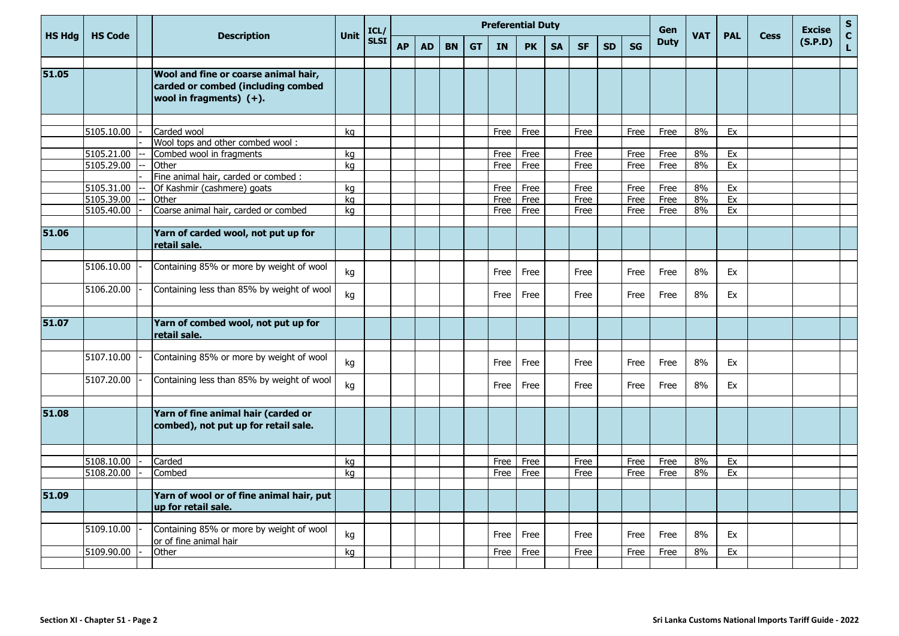| HS Hdg | HS Code | | Description | Unit | ICL/ SLSI | Preferential Duty | | | | | | | | | | Gen Duty | VAT | PAL | Cess | Excise (S.P.D) | S C L |
|---|---|---|---|---|---|---|---|---|---|---|---|---|---|---|---|---|---|---|---|---|---|
| | | | | | | AP | AD | BN | GT | IN | PK | SA | SF | SD | SG | | | | | | |
| **51.05** | | | **Wool and fine or coarse animal hair, carded or combed (including combed wool in fragments) (+).** | | | | | | | | | | | | | | | | | | |
| | 5105.10.00 | - | Carded wool | kg | | | | | | Free | Free | | Free | | Free | Free | 8% | Ex | | | |
| | | - | Wool tops and other combed wool : | | | | | | | | | | | | | | | | | | |
| | 5105.21.00 | -- | Combed wool in fragments | kg | | | | | | Free | Free | | Free | | Free | Free | 8% | Ex | | | |
| | 5105.29.00 | -- | Other | kg | | | | | | Free | Free | | Free | | Free | Free | 8% | Ex | | | |
| | | - | Fine animal hair, carded or combed : | | | | | | | | | | | | | | | | | | |
| | 5105.31.00 | -- | Of Kashmir (cashmere) goats | kg | | | | | | Free | Free | | Free | | Free | Free | 8% | Ex | | | |
| | 5105.39.00 | -- | Other | kg | | | | | | Free | Free | | Free | | Free | Free | 8% | Ex | | | |
| | 5105.40.00 | - | Coarse animal hair, carded or combed | kg | | | | | | Free | Free | | Free | | Free | Free | 8% | Ex | | | |
| **51.06** | | | **Yarn of carded wool, not put up for retail sale.** | | | | | | | | | | | | | | | | | | |
| | 5106.10.00 | - | Containing 85% or more by weight of wool | kg | | | | | | Free | Free | | Free | | Free | Free | 8% | Ex | | | |
| | 5106.20.00 | - | Containing less than 85% by weight of wool | kg | | | | | | Free | Free | | Free | | Free | Free | 8% | Ex | | | |
| **51.07** | | | **Yarn of combed wool, not put up for retail sale.** | | | | | | | | | | | | | | | | | | |
| | 5107.10.00 | - | Containing 85% or more by weight of wool | kg | | | | | | Free | Free | | Free | | Free | Free | 8% | Ex | | | |
| | 5107.20.00 | - | Containing less than 85% by weight of wool | kg | | | | | | Free | Free | | Free | | Free | Free | 8% | Ex | | | |
| **51.08** | | | **Yarn of fine animal hair (carded or combed), not put up for retail sale.** | | | | | | | | | | | | | | | | | | |
| | 5108.10.00 | - | Carded | kg | | | | | | Free | Free | | Free | | Free | Free | 8% | Ex | | | |
| | 5108.20.00 | - | Combed | kg | | | | | | Free | Free | | Free | | Free | Free | 8% | Ex | | | |
| **51.09** | | | **Yarn of wool or of fine animal hair, put up for retail sale.** | | | | | | | | | | | | | | | | | | |
| | 5109.10.00 | - | Containing 85% or more by weight of wool or of fine animal hair | kg | | | | | | Free | Free | | Free | | Free | Free | 8% | Ex | | | |
| | 5109.90.00 | - | Other | kg | | | | | | Free | Free | | Free | | Free | Free | 8% | Ex | | | |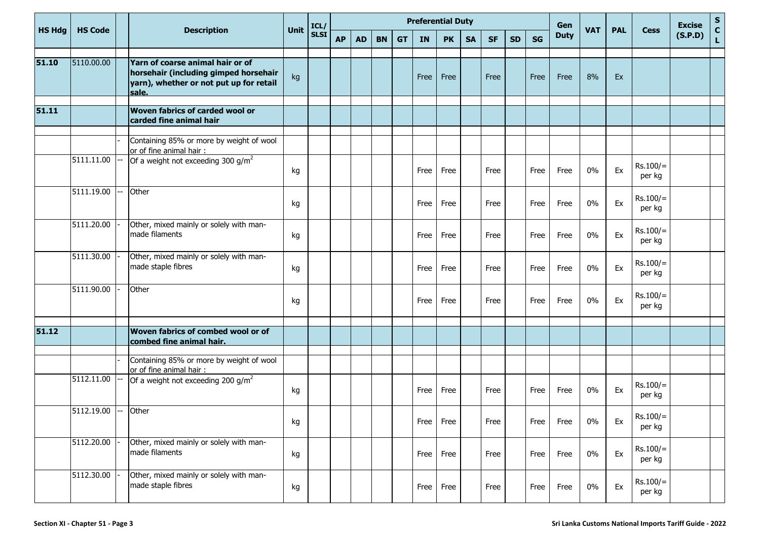| HS Hdg | HS Code | | Description | Unit | ICL/ SLSI | Preferential Duty | | | | | | | | | | Gen Duty | VAT | PAL | Cess | Excise (S.P.D) | SCL |
|---|---|---|---|---|---|---|---|---|---|---|---|---|---|---|---|---|---|---|---|---|---|
| | | | | | | AP | AD | BN | GT | IN | PK | SA | SF | SD | SG | | | | | | |
| **51.10** | 5110.00.00 | | **Yarn of coarse animal hair or of horsehair (including gimped horsehair yarn), whether or not put up for retail sale.** | kg | | | | | | Free | Free | | Free | | Free | Free | 8% | Ex | | | |
| **51.11** | | | **Woven fabrics of carded wool or carded fine animal hair** | | | | | | | | | | | | | | | | | | |
| | | - | Containing 85% or more by weight of wool or of fine animal hair : | | | | | | | | | | | | | | | | | | |
| | 5111.11.00 | -- | Of a weight not exceeding 300 g/m$^2$ | kg | | | | | | Free | Free | | Free | | Free | Free | 0% | Ex | Rs.100/= per kg | | |
| | 5111.19.00 | -- | Other | kg | | | | | | Free | Free | | Free | | Free | Free | 0% | Ex | Rs.100/= per kg | | |
| | 5111.20.00 | - | Other, mixed mainly or solely with man-made filaments | kg | | | | | | Free | Free | | Free | | Free | Free | 0% | Ex | Rs.100/= per kg | | |
| | 5111.30.00 | - | Other, mixed mainly or solely with man-made staple fibres | kg | | | | | | Free | Free | | Free | | Free | Free | 0% | Ex | Rs.100/= per kg | | |
| | 5111.90.00 | - | Other | kg | | | | | | Free | Free | | Free | | Free | Free | 0% | Ex | Rs.100/= per kg | | |
| **51.12** | | | **Woven fabrics of combed wool or of combed fine animal hair.** | | | | | | | | | | | | | | | | | | |
| | | - | Containing 85% or more by weight of wool or of fine animal hair : | | | | | | | | | | | | | | | | | | |
| | 5112.11.00 | -- | Of a weight not exceeding 200 g/m$^2$ | kg | | | | | | Free | Free | | Free | | Free | Free | 0% | Ex | Rs.100/= per kg | | |
| | 5112.19.00 | -- | Other | kg | | | | | | Free | Free | | Free | | Free | Free | 0% | Ex | Rs.100/= per kg | | |
| | 5112.20.00 | - | Other, mixed mainly or solely with man-made filaments | kg | | | | | | Free | Free | | Free | | Free | Free | 0% | Ex | Rs.100/= per kg | | |
| | 5112.30.00 | - | Other, mixed mainly or solely with man-made staple fibres | kg | | | | | | Free | Free | | Free | | Free | Free | 0% | Ex | Rs.100/= per kg | | |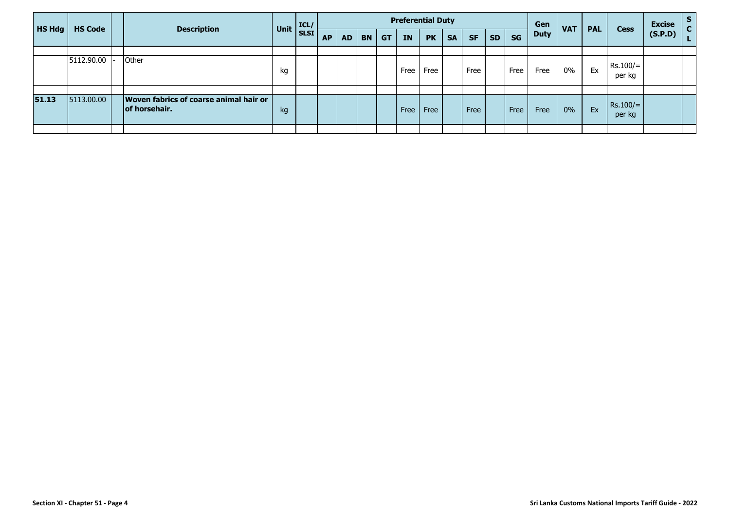| HS Hdg | HS Code | | Description | Unit | ICL/ SLSI | Preferential Duty | | | | | | | | | | Gen Duty | VAT | PAL | Cess | Excise (S.P.D) | S C L |
|---|---|---|---|---|---|---|---|---|---|---|---|---|---|---|---|---|---|---|---|---|---|
| | | | | | | AP | AD | BN | GT | IN | PK | SA | SF | SD | SG | | | | | | |
| | | | | | | | | | | | | | | | | | | | | | |
| | 5112.90.00 | - | Other | kg | | | | | | Free | Free | | Free | | Free | Free | 0% | Ex | Rs.100/= per kg | | |
| | | | | | | | | | | | | | | | | | | | | | |
| **51.13** | 5113.00.00 | | **Woven fabrics of coarse animal hair or of horsehair.** | kg | | | | | | Free | Free | | Free | | Free | Free | 0% | Ex | Rs.100/= per kg | | |
| | | | | | | | | | | | | | | | | | | | | | |